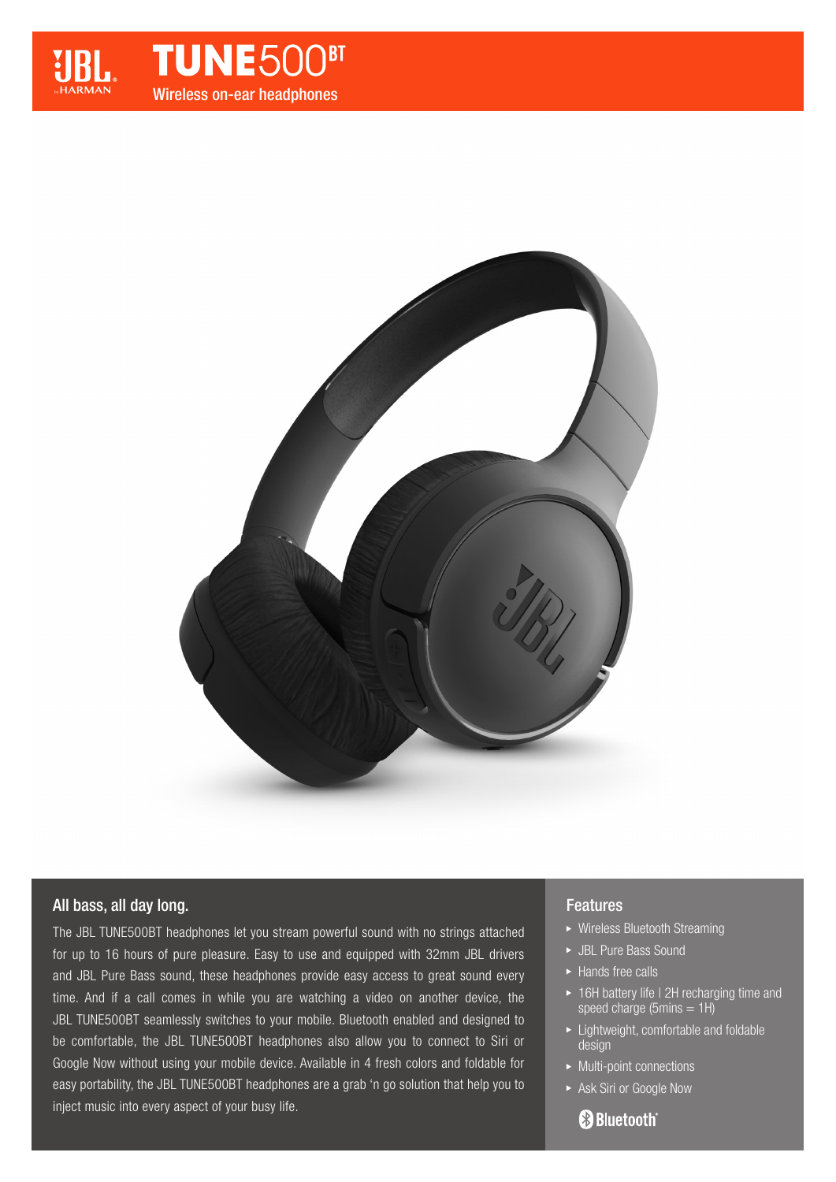# TUNE500BT

Wireless on-ear headphones

## All bass, all day long.

The JBL TUNE500BT headphones let you stream powerful sound with no strings attached for up to 16 hours of pure pleasure. Easy to use and equipped with 32mm JBL drivers and JBL Pure Bass sound, these headphones provide easy access to great sound every time. And if a call comes in while you are watching a video on another device, the JBL TUNE500BT seamlessly switches to your mobile. Bluetooth enabled and designed to be comfortable, the JBL TUNE500BT headphones also allow you to connect to Siri or Google Now without using your mobile device. Available in 4 fresh colors and foldable for easy portability, the JBL TUNE500BT headphones are a grab 'n go solution that help you to inject music into every aspect of your busy life.

## Features

- Wireless Bluetooth Streaming
- JBL Pure Bass Sound
- Hands free calls
- 16H battery life | 2H recharging time and speed charge (5mins = 1H)
- Lightweight, comfortable and foldable design
- Multi-point connections
- Ask Siri or Google Now

Bluetooth®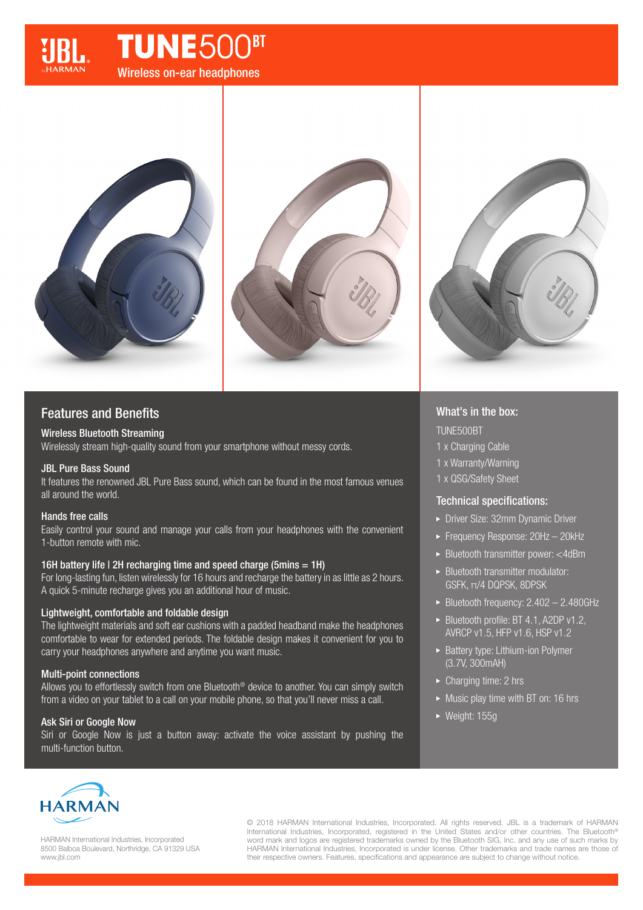# JBL TUNE500BT

Wireless on-ear headphones

## Features and Benefits

**Wireless Bluetooth Streaming**
Wirelessly stream high-quality sound from your smartphone without messy cords.

**JBL Pure Bass Sound**
It features the renowned JBL Pure Bass sound, which can be found in the most famous venues all around the world.

**Hands free calls**
Easily control your sound and manage your calls from your headphones with the convenient 1-button remote with mic.

**16H battery life | 2H recharging time and speed charge (5mins = 1H)**
For long-lasting fun, listen wirelessly for 16 hours and recharge the battery in as little as 2 hours. A quick 5-minute recharge gives you an additional hour of music.

**Lightweight, comfortable and foldable design**
The lightweight materials and soft ear cushions with a padded headband make the headphones comfortable to wear for extended periods. The foldable design makes it convenient for you to carry your headphones anywhere and anytime you want music.

**Multi-point connections**
Allows you to effortlessly switch from one Bluetooth® device to another. You can simply switch from a video on your tablet to a call on your mobile phone, so that you'll never miss a call.

**Ask Siri or Google Now**
Siri or Google Now is just a button away: activate the voice assistant by pushing the multi-function button.

## What's in the box:

TUNE500BT
1 x Charging Cable
1 x Warranty/Warning
1 x QSG/Safety Sheet

## Technical specifications:

- Driver Size: 32mm Dynamic Driver
- Frequency Response: 20Hz – 20kHz
- Bluetooth transmitter power: <4dBm
- Bluetooth transmitter modulator: GSFK, π/4 DQPSK, 8DPSK
- Bluetooth frequency: 2.402 – 2.480GHz
- Bluetooth profile: BT 4.1, A2DP v1.2, AVRCP v1.5, HFP v1.6, HSP v1.2
- Battery type: Lithium-ion Polymer (3.7V, 300mAH)
- Charging time: 2 hrs
- Music play time with BT on: 16 hrs
- Weight: 155g

HARMAN International Industries, Incorporated
8500 Balboa Boulevard, Northridge, CA 91329 USA
www.jbl.com

© 2018 HARMAN International Industries, Incorporated. All rights reserved. JBL is a trademark of HARMAN International Industries, Incorporated, registered in the United States and/or other countries. The Bluetooth® word mark and logos are registered trademarks owned by the Bluetooth SIG, Inc. and any use of such marks by HARMAN International Industries, Incorporated is under license. Other trademarks and trade names are those of their respective owners. Features, specifications and appearance are subject to change without notice.